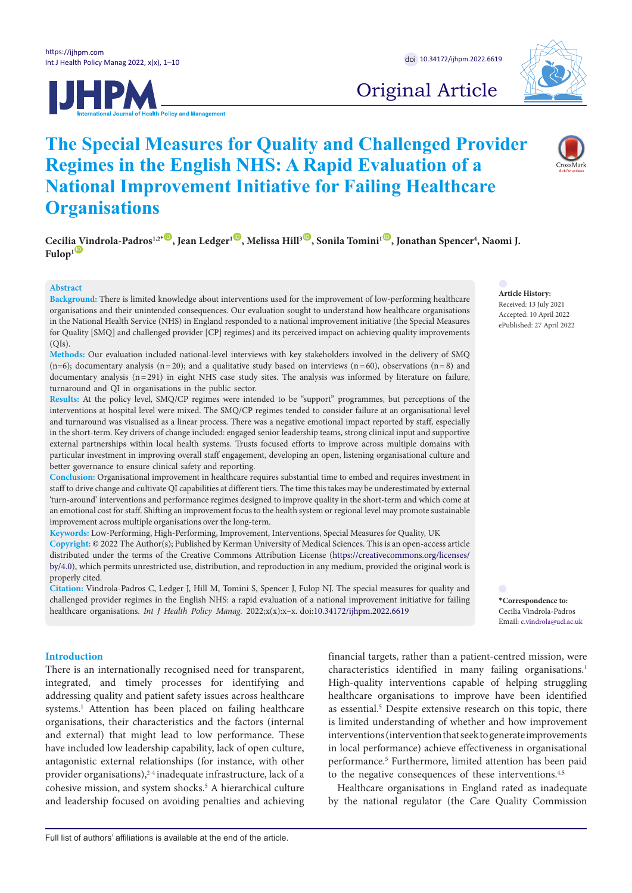Original Article

# The Special Measures for Quality and Challenged Provider Regimes in the English NHS: A Rapid Evaluation of a National Improvement Initiative for Failing Healthcare Organisations

**Cecilia Vindrola-Padros[1,2*], Jean Ledger[1], Melissa Hill[3], Sonila Tomini[1], Jonathan Spencer[4], Naomi J. Fulop[1]**

## Abstract

**Background:** There is limited knowledge about interventions used for the improvement of low-performing healthcare organisations and their unintended consequences. Our evaluation sought to understand how healthcare organisations in the National Health Service (NHS) in England responded to a national improvement initiative (the Special Measures for Quality [SMQ] and challenged provider [CP] regimes) and its perceived impact on achieving quality improvements (QIs).

**Methods:** Our evaluation included national-level interviews with key stakeholders involved in the delivery of SMQ (n=6); documentary analysis (n=20); and a qualitative study based on interviews (n=60), observations (n=8) and documentary analysis (n=291) in eight NHS case study sites. The analysis was informed by literature on failure, turnaround and QI in organisations in the public sector.

**Results:** At the policy level, SMQ/CP regimes were intended to be "support" programmes, but perceptions of the interventions at hospital level were mixed. The SMQ/CP regimes tended to consider failure at an organisational level and turnaround was visualised as a linear process. There was a negative emotional impact reported by staff, especially in the short-term. Key drivers of change included: engaged senior leadership teams, strong clinical input and supportive external partnerships within local health systems. Trusts focused efforts to improve across multiple domains with particular investment in improving overall staff engagement, developing an open, listening organisational culture and better governance to ensure clinical safety and reporting.

**Conclusion:** Organisational improvement in healthcare requires substantial time to embed and requires investment in staff to drive change and cultivate QI capabilities at different tiers. The time this takes may be underestimated by external 'turn-around' interventions and performance regimes designed to improve quality in the short-term and which come at an emotional cost for staff. Shifting an improvement focus to the health system or regional level may promote sustainable improvement across multiple organisations over the long-term.

**Keywords:** Low-Performing, High-Performing, Improvement, Interventions, Special Measures for Quality, UK

**Copyright:** © 2022 The Author(s); Published by Kerman University of Medical Sciences. This is an open-access article distributed under the terms of the Creative Commons Attribution License (https://creativecommons.org/licenses/by/4.0), which permits unrestricted use, distribution, and reproduction in any medium, provided the original work is properly cited.

**Citation:** Vindrola-Padros C, Ledger J, Hill M, Tomini S, Spencer J, Fulop NJ. The special measures for quality and challenged provider regimes in the English NHS: a rapid evaluation of a national improvement initiative for failing healthcare organisations. *Int J Health Policy Manag.* 2022;x(x):x–x. doi:10.34172/ijhpm.2022.6619

**Article History:**
Received: 13 July 2021
Accepted: 10 April 2022
ePublished: 27 April 2022

**\*Correspondence to:**
Cecilia Vindrola-Padros
Email: c.vindrola@ucl.ac.uk

## Introduction

There is an internationally recognised need for transparent, integrated, and timely processes for identifying and addressing quality and patient safety issues across healthcare systems.[1] Attention has been placed on failing healthcare organisations, their characteristics and the factors (internal and external) that might lead to low performance. These have included low leadership capability, lack of open culture, antagonistic external relationships (for instance, with other provider organisations),[2-4] inadequate infrastructure, lack of a cohesive mission, and system shocks.[5] A hierarchical culture and leadership focused on avoiding penalties and achieving financial targets, rather than a patient-centred mission, were characteristics identified in many failing organisations.[1] High-quality interventions capable of helping struggling healthcare organisations to improve have been identified as essential.[5] Despite extensive research on this topic, there is limited understanding of whether and how improvement interventions (intervention that seek to generate improvements in local performance) achieve effectiveness in organisational performance.[5] Furthermore, limited attention has been paid to the negative consequences of these interventions.[4,5]

Healthcare organisations in England rated as inadequate by the national regulator (the Care Quality Commission

Full list of authors' affiliations is available at the end of the article.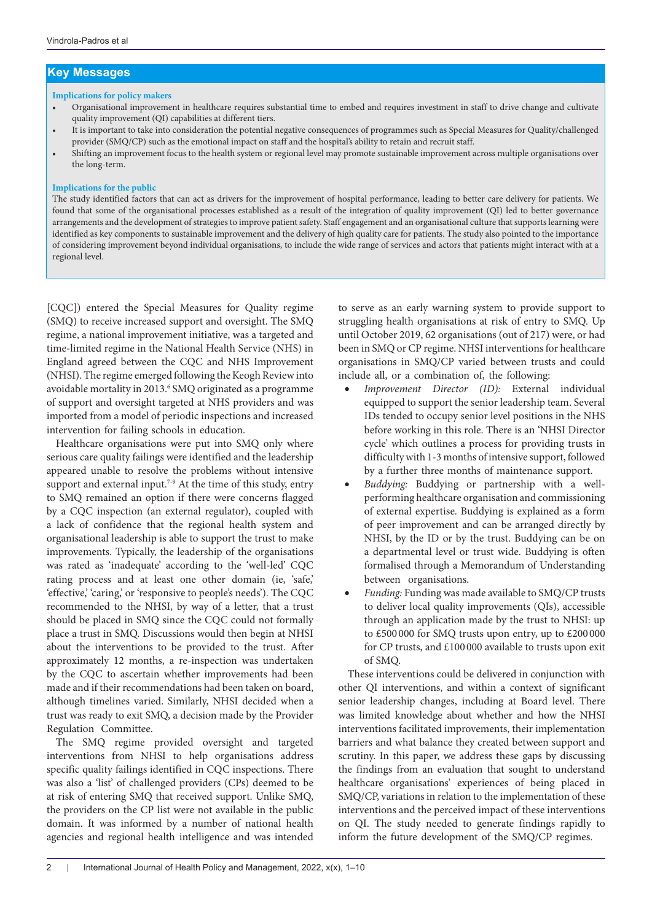## Key Messages

**Implications for policy makers**

- Organisational improvement in healthcare requires substantial time to embed and requires investment in staff to drive change and cultivate quality improvement (QI) capabilities at different tiers.
- It is important to take into consideration the potential negative consequences of programmes such as Special Measures for Quality/challenged provider (SMQ/CP) such as the emotional impact on staff and the hospital's ability to retain and recruit staff.
- Shifting an improvement focus to the health system or regional level may promote sustainable improvement across multiple organisations over the long-term.

**Implications for the public**

The study identified factors that can act as drivers for the improvement of hospital performance, leading to better care delivery for patients. We found that some of the organisational processes established as a result of the integration of quality improvement (QI) led to better governance arrangements and the development of strategies to improve patient safety. Staff engagement and an organisational culture that supports learning were identified as key components to sustainable improvement and the delivery of high quality care for patients. The study also pointed to the importance of considering improvement beyond individual organisations, to include the wide range of services and actors that patients might interact with at a regional level.

[CQC]) entered the Special Measures for Quality regime (SMQ) to receive increased support and oversight. The SMQ regime, a national improvement initiative, was a targeted and time-limited regime in the National Health Service (NHS) in England agreed between the CQC and NHS Improvement (NHSI). The regime emerged following the Keogh Review into avoidable mortality in 2013.[6] SMQ originated as a programme of support and oversight targeted at NHS providers and was imported from a model of periodic inspections and increased intervention for failing schools in education.

Healthcare organisations were put into SMQ only where serious care quality failings were identified and the leadership appeared unable to resolve the problems without intensive support and external input.[7-9] At the time of this study, entry to SMQ remained an option if there were concerns flagged by a CQC inspection (an external regulator), coupled with a lack of confidence that the regional health system and organisational leadership is able to support the trust to make improvements. Typically, the leadership of the organisations was rated as 'inadequate' according to the 'well-led' CQC rating process and at least one other domain (ie, 'safe,' 'effective,' 'caring,' or 'responsive to people's needs'). The CQC recommended to the NHSI, by way of a letter, that a trust should be placed in SMQ since the CQC could not formally place a trust in SMQ. Discussions would then begin at NHSI about the interventions to be provided to the trust. After approximately 12 months, a re-inspection was undertaken by the CQC to ascertain whether improvements had been made and if their recommendations had been taken on board, although timelines varied. Similarly, NHSI decided when a trust was ready to exit SMQ, a decision made by the Provider Regulation Committee.

The SMQ regime provided oversight and targeted interventions from NHSI to help organisations address specific quality failings identified in CQC inspections. There was also a 'list' of challenged providers (CPs) deemed to be at risk of entering SMQ that received support. Unlike SMQ, the providers on the CP list were not available in the public domain. It was informed by a number of national health agencies and regional health intelligence and was intended to serve as an early warning system to provide support to struggling health organisations at risk of entry to SMQ. Up until October 2019, 62 organisations (out of 217) were, or had been in SMQ or CP regime. NHSI interventions for healthcare organisations in SMQ/CP varied between trusts and could include all, or a combination of, the following:

- *Improvement Director (ID):* External individual equipped to support the senior leadership team. Several IDs tended to occupy senior level positions in the NHS before working in this role. There is an 'NHSI Director cycle' which outlines a process for providing trusts in difficulty with 1-3 months of intensive support, followed by a further three months of maintenance support.
- *Buddying:* Buddying or partnership with a well-performing healthcare organisation and commissioning of external expertise. Buddying is explained as a form of peer improvement and can be arranged directly by NHSI, by the ID or by the trust. Buddying can be on a departmental level or trust wide. Buddying is often formalised through a Memorandum of Understanding between organisations.
- *Funding:* Funding was made available to SMQ/CP trusts to deliver local quality improvements (QIs), accessible through an application made by the trust to NHSI: up to £500 000 for SMQ trusts upon entry, up to £200 000 for CP trusts, and £100 000 available to trusts upon exit of SMQ.

These interventions could be delivered in conjunction with other QI interventions, and within a context of significant senior leadership changes, including at Board level. There was limited knowledge about whether and how the NHSI interventions facilitated improvements, their implementation barriers and what balance they created between support and scrutiny. In this paper, we address these gaps by discussing the findings from an evaluation that sought to understand healthcare organisations' experiences of being placed in SMQ/CP, variations in relation to the implementation of these interventions and the perceived impact of these interventions on QI. The study needed to generate findings rapidly to inform the future development of the SMQ/CP regimes.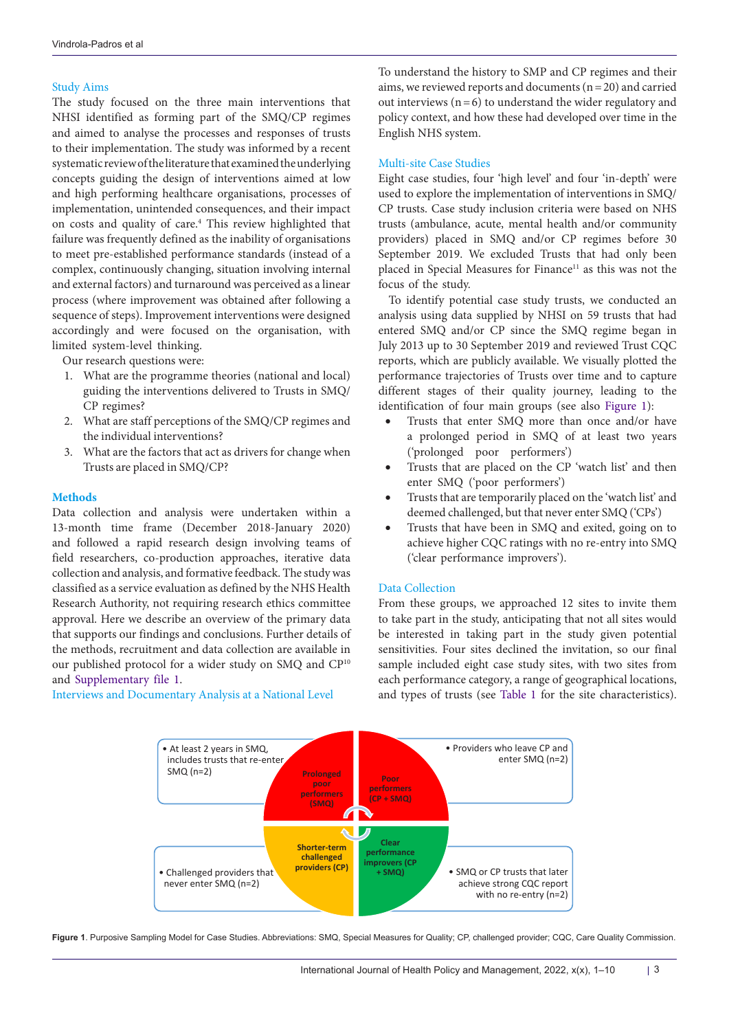### Study Aims

The study focused on the three main interventions that NHSI identified as forming part of the SMQ/CP regimes and aimed to analyse the processes and responses of trusts to their implementation. The study was informed by a recent systematic review of the literature that examined the underlying concepts guiding the design of interventions aimed at low and high performing healthcare organisations, processes of implementation, unintended consequences, and their impact on costs and quality of care.[4] This review highlighted that failure was frequently defined as the inability of organisations to meet pre-established performance standards (instead of a complex, continuously changing, situation involving internal and external factors) and turnaround was perceived as a linear process (where improvement was obtained after following a sequence of steps). Improvement interventions were designed accordingly and were focused on the organisation, with limited system-level thinking.

Our research questions were:

1. What are the programme theories (national and local) guiding the interventions delivered to Trusts in SMQ/CP regimes?
2. What are staff perceptions of the SMQ/CP regimes and the individual interventions?
3. What are the factors that act as drivers for change when Trusts are placed in SMQ/CP?

## Methods

Data collection and analysis were undertaken within a 13-month time frame (December 2018-January 2020) and followed a rapid research design involving teams of field researchers, co-production approaches, iterative data collection and analysis, and formative feedback. The study was classified as a service evaluation as defined by the NHS Health Research Authority, not requiring research ethics committee approval. Here we describe an overview of the primary data that supports our findings and conclusions. Further details of the methods, recruitment and data collection are available in our published protocol for a wider study on SMQ and CP[10] and Supplementary file 1.

### Interviews and Documentary Analysis at a National Level

To understand the history to SMP and CP regimes and their aims, we reviewed reports and documents (n = 20) and carried out interviews (n = 6) to understand the wider regulatory and policy context, and how these had developed over time in the English NHS system.

### Multi-site Case Studies

Eight case studies, four 'high level' and four 'in-depth' were used to explore the implementation of interventions in SMQ/CP trusts. Case study inclusion criteria were based on NHS trusts (ambulance, acute, mental health and/or community providers) placed in SMQ and/or CP regimes before 30 September 2019. We excluded Trusts that had only been placed in Special Measures for Finance[11] as this was not the focus of the study.

To identify potential case study trusts, we conducted an analysis using data supplied by NHSI on 59 trusts that had entered SMQ and/or CP since the SMQ regime began in July 2013 up to 30 September 2019 and reviewed Trust CQC reports, which are publicly available. We visually plotted the performance trajectories of Trusts over time and to capture different stages of their quality journey, leading to the identification of four main groups (see also Figure 1):

- Trusts that enter SMQ more than once and/or have a prolonged period in SMQ of at least two years ('prolonged poor performers')
- Trusts that are placed on the CP 'watch list' and then enter SMQ ('poor performers')
- Trusts that are temporarily placed on the 'watch list' and deemed challenged, but that never enter SMQ ('CPs')
- Trusts that have been in SMQ and exited, going on to achieve higher CQC ratings with no re-entry into SMQ ('clear performance improvers').

### Data Collection

From these groups, we approached 12 sites to invite them to take part in the study, anticipating that not all sites would be interested in taking part in the study given potential sensitivities. Four sites declined the invitation, so our final sample included eight case study sites, with two sites from each performance category, a range of geographical locations, and types of trusts (see Table 1 for the site characteristics).

**Figure 1**. Purposive Sampling Model for Case Studies. Abbreviations: SMQ, Special Measures for Quality; CP, challenged provider; CQC, Care Quality Commission.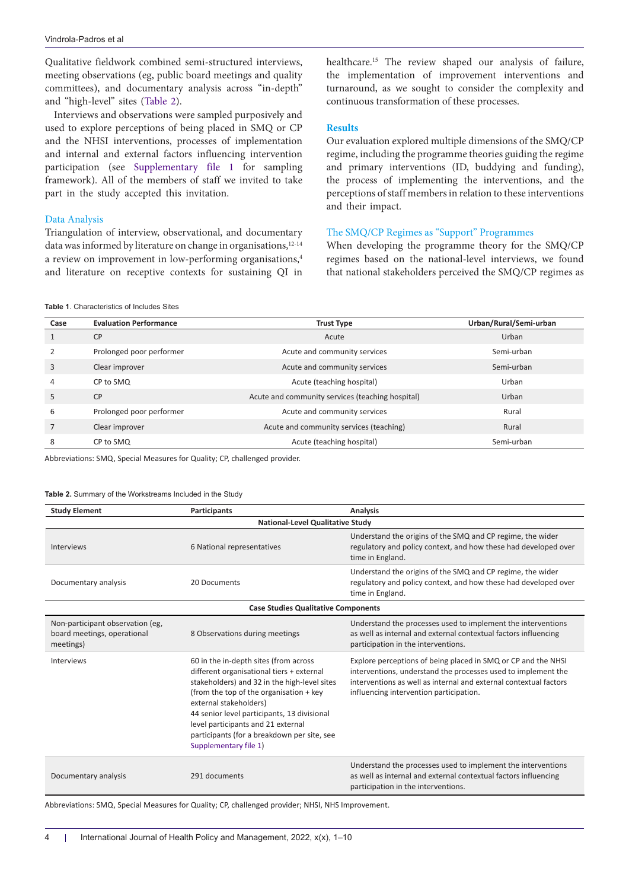Qualitative fieldwork combined semi-structured interviews, meeting observations (eg, public board meetings and quality committees), and documentary analysis across "in-depth" and "high-level" sites (Table 2).

Interviews and observations were sampled purposively and used to explore perceptions of being placed in SMQ or CP and the NHSI interventions, processes of implementation and internal and external factors influencing intervention participation (see Supplementary file 1 for sampling framework). All of the members of staff we invited to take part in the study accepted this invitation.

### Data Analysis

Triangulation of interview, observational, and documentary data was informed by literature on change in organisations,[12-14] a review on improvement in low-performing organisations,[4] and literature on receptive contexts for sustaining QI in healthcare.[15] The review shaped our analysis of failure, the implementation of improvement interventions and turnaround, as we sought to consider the complexity and continuous transformation of these processes.

## Results

Our evaluation explored multiple dimensions of the SMQ/CP regime, including the programme theories guiding the regime and primary interventions (ID, buddying and funding), the process of implementing the interventions, and the perceptions of staff members in relation to these interventions and their impact.

### The SMQ/CP Regimes as "Support" Programmes

When developing the programme theory for the SMQ/CP regimes based on the national-level interviews, we found that national stakeholders perceived the SMQ/CP regimes as

**Table 1**. Characteristics of Includes Sites

| Case | Evaluation Performance | Trust Type | Urban/Rural/Semi-urban |
|---|---|---|---|
| 1 | CP | Acute | Urban |
| 2 | Prolonged poor performer | Acute and community services | Semi-urban |
| 3 | Clear improver | Acute and community services | Semi-urban |
| 4 | CP to SMQ | Acute (teaching hospital) | Urban |
| 5 | CP | Acute and community services (teaching hospital) | Urban |
| 6 | Prolonged poor performer | Acute and community services | Rural |
| 7 | Clear improver | Acute and community services (teaching) | Rural |
| 8 | CP to SMQ | Acute (teaching hospital) | Semi-urban |

Abbreviations: SMQ, Special Measures for Quality; CP, challenged provider.

**Table 2.** Summary of the Workstreams Included in the Study

| Study Element | Participants | Analysis |
|---|---|---|
| **National-Level Qualitative Study** | | |
| Interviews | 6 National representatives | Understand the origins of the SMQ and CP regime, the wider regulatory and policy context, and how these had developed over time in England. |
| Documentary analysis | 20 Documents | Understand the origins of the SMQ and CP regime, the wider regulatory and policy context, and how these had developed over time in England. |
| **Case Studies Qualitative Components** | | |
| Non-participant observation (eg, board meetings, operational meetings) | 8 Observations during meetings | Understand the processes used to implement the interventions as well as internal and external contextual factors influencing participation in the interventions. |
| Interviews | 60 in the in-depth sites (from across different organisational tiers + external stakeholders) and 32 in the high-level sites (from the top of the organisation + key external stakeholders)<br>44 senior level participants, 13 divisional level participants and 21 external participants (for a breakdown per site, see Supplementary file 1) | Explore perceptions of being placed in SMQ or CP and the NHSI interventions, understand the processes used to implement the interventions as well as internal and external contextual factors influencing intervention participation. |
| Documentary analysis | 291 documents | Understand the processes used to implement the interventions as well as internal and external contextual factors influencing participation in the interventions. |

Abbreviations: SMQ, Special Measures for Quality; CP, challenged provider; NHSI, NHS Improvement.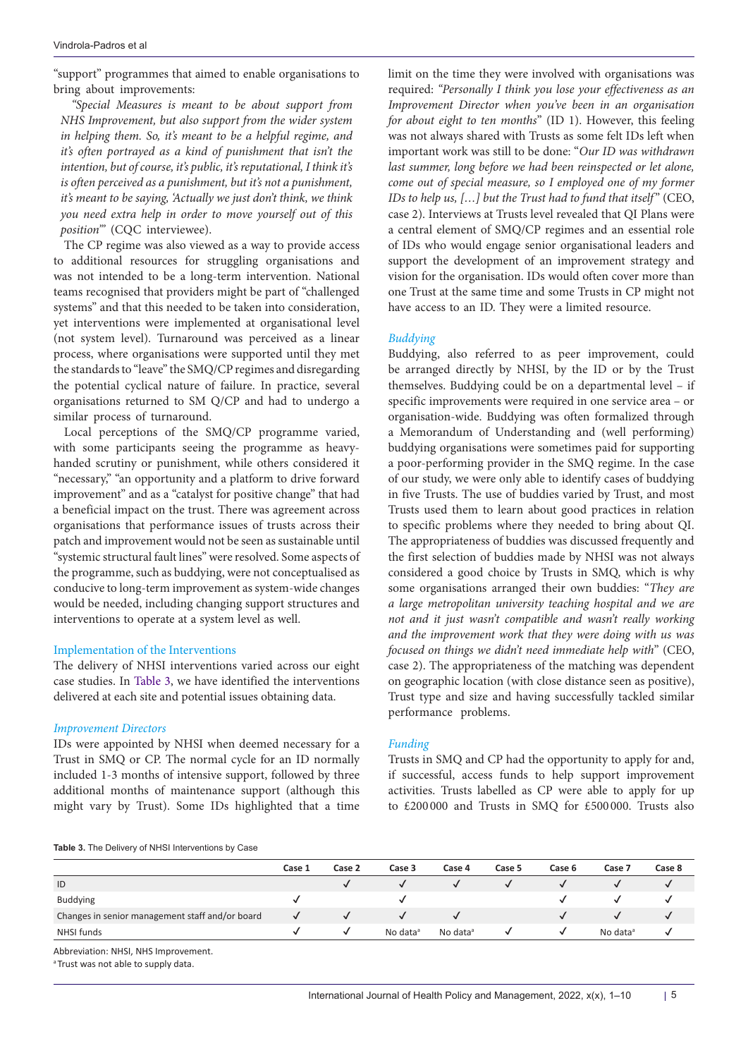"support" programmes that aimed to enable organisations to bring about improvements:

*"Special Measures is meant to be about support from NHS Improvement, but also support from the wider system in helping them. So, it's meant to be a helpful regime, and it's often portrayed as a kind of punishment that isn't the intention, but of course, it's public, it's reputational, I think it's is often perceived as a punishment, but it's not a punishment, it's meant to be saying, 'Actually we just don't think, we think you need extra help in order to move yourself out of this position'"* (CQC interviewee).

The CP regime was also viewed as a way to provide access to additional resources for struggling organisations and was not intended to be a long-term intervention. National teams recognised that providers might be part of "challenged systems" and that this needed to be taken into consideration, yet interventions were implemented at organisational level (not system level). Turnaround was perceived as a linear process, where organisations were supported until they met the standards to "leave" the SMQ/CP regimes and disregarding the potential cyclical nature of failure. In practice, several organisations returned to SM Q/CP and had to undergo a similar process of turnaround.

Local perceptions of the SMQ/CP programme varied, with some participants seeing the programme as heavy-handed scrutiny or punishment, while others considered it "necessary," "an opportunity and a platform to drive forward improvement" and as a "catalyst for positive change" that had a beneficial impact on the trust. There was agreement across organisations that performance issues of trusts across their patch and improvement would not be seen as sustainable until "systemic structural fault lines" were resolved. Some aspects of the programme, such as buddying, were not conceptualised as conducive to long-term improvement as system-wide changes would be needed, including changing support structures and interventions to operate at a system level as well.

## Implementation of the Interventions

The delivery of NHSI interventions varied across our eight case studies. In Table 3, we have identified the interventions delivered at each site and potential issues obtaining data.

### *Improvement Directors*

IDs were appointed by NHSI when deemed necessary for a Trust in SMQ or CP. The normal cycle for an ID normally included 1-3 months of intensive support, followed by three additional months of maintenance support (although this might vary by Trust). Some IDs highlighted that a time limit on the time they were involved with organisations was required: *"Personally I think you lose your effectiveness as an Improvement Director when you've been in an organisation for about eight to ten months"* (ID 1). However, this feeling was not always shared with Trusts as some felt IDs left when important work was still to be done: "*Our ID was withdrawn last summer, long before we had been reinspected or let alone, come out of special measure, so I employed one of my former IDs to help us, […] but the Trust had to fund that itself*" (CEO, case 2). Interviews at Trusts level revealed that QI Plans were a central element of SMQ/CP regimes and an essential role of IDs who would engage senior organisational leaders and support the development of an improvement strategy and vision for the organisation. IDs would often cover more than one Trust at the same time and some Trusts in CP might not have access to an ID. They were a limited resource.

### *Buddying*

Buddying, also referred to as peer improvement, could be arranged directly by NHSI, by the ID or by the Trust themselves. Buddying could be on a departmental level – if specific improvements were required in one service area – or organisation-wide. Buddying was often formalized through a Memorandum of Understanding and (well performing) buddying organisations were sometimes paid for supporting a poor-performing provider in the SMQ regime. In the case of our study, we were only able to identify cases of buddying in five Trusts. The use of buddies varied by Trust, and most Trusts used them to learn about good practices in relation to specific problems where they needed to bring about QI. The appropriateness of buddies was discussed frequently and the first selection of buddies made by NHSI was not always considered a good choice by Trusts in SMQ, which is why some organisations arranged their own buddies: "*They are a large metropolitan university teaching hospital and we are not and it just wasn't compatible and wasn't really working and the improvement work that they were doing with us was focused on things we didn't need immediate help with*" (CEO, case 2). The appropriateness of the matching was dependent on geographic location (with close distance seen as positive), Trust type and size and having successfully tackled similar performance problems.

### *Funding*

Trusts in SMQ and CP had the opportunity to apply for and, if successful, access funds to help support improvement activities. Trusts labelled as CP were able to apply for up to £200 000 and Trusts in SMQ for £500 000. Trusts also

**Table 3.** The Delivery of NHSI Interventions by Case

| | Case 1 | Case 2 | Case 3 | Case 4 | Case 5 | Case 6 | Case 7 | Case 8 |
|---|---|---|---|---|---|---|---|---|
| ID | | ✓ | ✓ | ✓ | ✓ | ✓ | ✓ | ✓ |
| Buddying | ✓ | | ✓ | | | ✓ | ✓ | ✓ |
| Changes in senior management staff and/or board | ✓ | ✓ | ✓ | ✓ | | ✓ | ✓ | ✓ |
| NHSI funds | ✓ | ✓ | No data[a] | No data[a] | ✓ | ✓ | No data[a] | ✓ |

Abbreviation: NHSI, NHS Improvement.

[a] Trust was not able to supply data.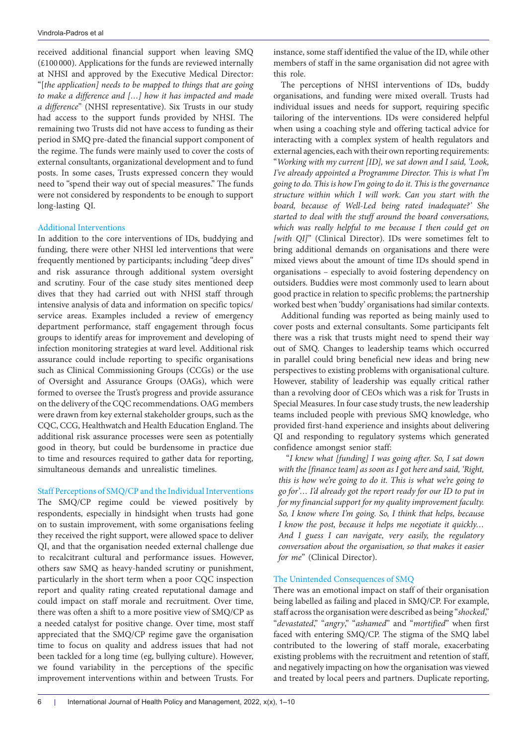received additional financial support when leaving SMQ (£100 000). Applications for the funds are reviewed internally at NHSI and approved by the Executive Medical Director: "[*the application*] *needs to be mapped to things that are going to make a difference and […] how it has impacted and made a difference*" (NHSI representative). Six Trusts in our study had access to the support funds provided by NHSI. The remaining two Trusts did not have access to funding as their period in SMQ pre-dated the financial support component of the regime. The funds were mainly used to cover the costs of external consultants, organizational development and to fund posts. In some cases, Trusts expressed concern they would need to "spend their way out of special measures." The funds were not considered by respondents to be enough to support long-lasting QI.

### Additional Interventions

In addition to the core interventions of IDs, buddying and funding, there were other NHSI led interventions that were frequently mentioned by participants; including "deep dives" and risk assurance through additional system oversight and scrutiny. Four of the case study sites mentioned deep dives that they had carried out with NHSI staff through intensive analysis of data and information on specific topics/service areas. Examples included a review of emergency department performance, staff engagement through focus groups to identify areas for improvement and developing of infection monitoring strategies at ward level. Additional risk assurance could include reporting to specific organisations such as Clinical Commissioning Groups (CCGs) or the use of Oversight and Assurance Groups (OAGs), which were formed to oversee the Trust's progress and provide assurance on the delivery of the CQC recommendations. OAG members were drawn from key external stakeholder groups, such as the CQC, CCG, Healthwatch and Health Education England. The additional risk assurance processes were seen as potentially good in theory, but could be burdensome in practice due to time and resources required to gather data for reporting, simultaneous demands and unrealistic timelines.

### Staff Perceptions of SMQ/CP and the Individual Interventions

The SMQ/CP regime could be viewed positively by respondents, especially in hindsight when trusts had gone on to sustain improvement, with some organisations feeling they received the right support, were allowed space to deliver QI, and that the organisation needed external challenge due to recalcitrant cultural and performance issues. However, others saw SMQ as heavy-handed scrutiny or punishment, particularly in the short term when a poor CQC inspection report and quality rating created reputational damage and could impact on staff morale and recruitment. Over time, there was often a shift to a more positive view of SMQ/CP as a needed catalyst for positive change. Over time, most staff appreciated that the SMQ/CP regime gave the organisation time to focus on quality and address issues that had not been tackled for a long time (eg, bullying culture). However, we found variability in the perceptions of the specific improvement interventions within and between Trusts. For instance, some staff identified the value of the ID, while other members of staff in the same organisation did not agree with this role.

The perceptions of NHSI interventions of IDs, buddy organisations, and funding were mixed overall. Trusts had individual issues and needs for support, requiring specific tailoring of the interventions. IDs were considered helpful when using a coaching style and offering tactical advice for interacting with a complex system of health regulators and external agencies, each with their own reporting requirements: "*Working with my current [ID], we sat down and I said, 'Look, I've already appointed a Programme Director. This is what I'm going to do. This is how I'm going to do it. This is the governance structure within which I will work. Can you start with the board, because of Well-Led being rated inadequate?' She started to deal with the stuff around the board conversations, which was really helpful to me because I then could get on [with QI]*" (Clinical Director). IDs were sometimes felt to bring additional demands on organisations and there were mixed views about the amount of time IDs should spend in organisations – especially to avoid fostering dependency on outsiders. Buddies were most commonly used to learn about good practice in relation to specific problems; the partnership worked best when 'buddy' organisations had similar contexts.

Additional funding was reported as being mainly used to cover posts and external consultants. Some participants felt there was a risk that trusts might need to spend their way out of SMQ. Changes to leadership teams which occurred in parallel could bring beneficial new ideas and bring new perspectives to existing problems with organisational culture. However, stability of leadership was equally critical rather than a revolving door of CEOs which was a risk for Trusts in Special Measures. In four case study trusts, the new leadership teams included people with previous SMQ knowledge, who provided first-hand experience and insights about delivering QI and responding to regulatory systems which generated confidence amongst senior staff:

> "*I knew what [funding] I was going after. So, I sat down with the [finance team] as soon as I got here and said, 'Right, this is how we're going to do it. This is what we're going to go for'… I'd already got the report ready for our ID to put in for my financial support for my quality improvement faculty. So, I know where I'm going. So, I think that helps, because I know the post, because it helps me negotiate it quickly… And I guess I can navigate, very easily, the regulatory conversation about the organisation, so that makes it easier for me*" (Clinical Director).

### The Unintended Consequences of SMQ

There was an emotional impact on staff of their organisation being labelled as failing and placed in SMQ/CP. For example, staff across the organisation were described as being "*shocked*," "*devastated*," "*angry*," "*ashamed*" and "*mortified*" when first faced with entering SMQ/CP. The stigma of the SMQ label contributed to the lowering of staff morale, exacerbating existing problems with the recruitment and retention of staff, and negatively impacting on how the organisation was viewed and treated by local peers and partners. Duplicate reporting,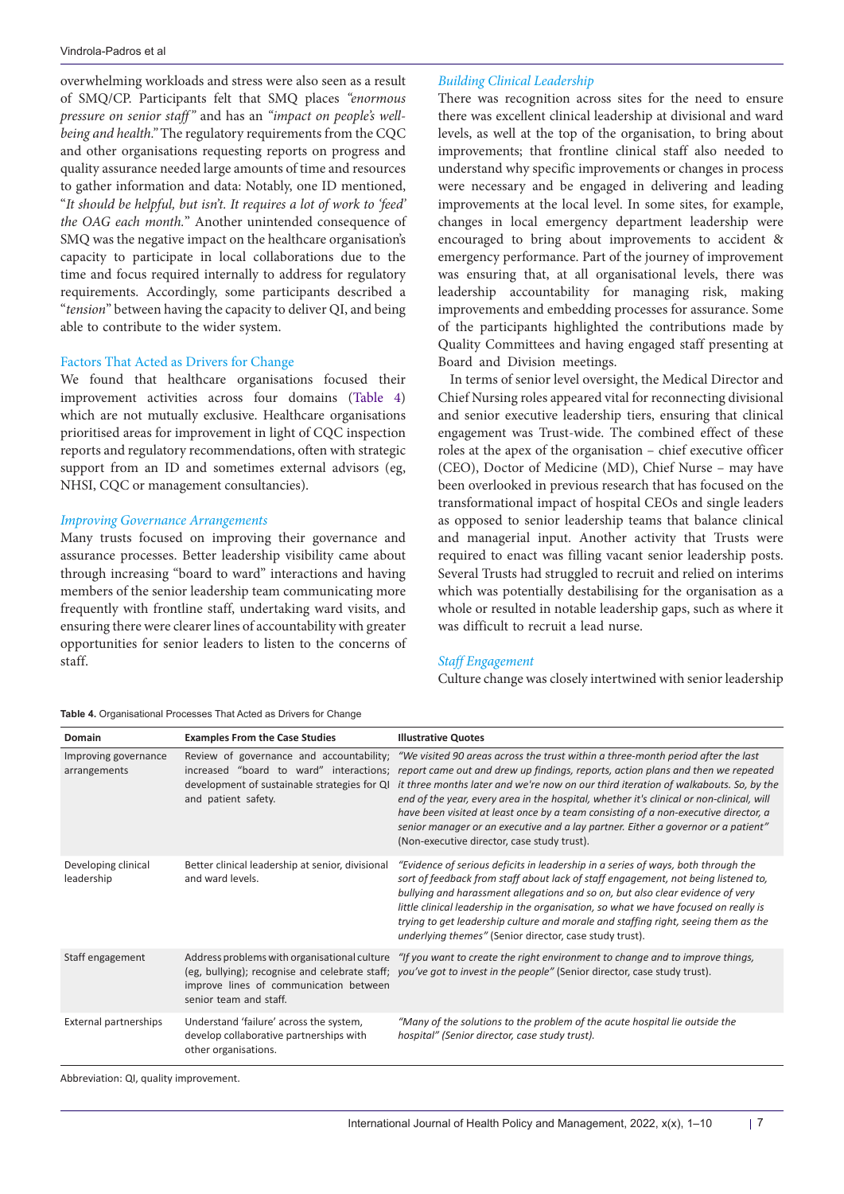overwhelming workloads and stress were also seen as a result of SMQ/CP. Participants felt that SMQ places *"enormous pressure on senior staff"* and has an *"impact on people's well-being and health."* The regulatory requirements from the CQC and other organisations requesting reports on progress and quality assurance needed large amounts of time and resources to gather information and data: Notably, one ID mentioned, "*It should be helpful, but isn't. It requires a lot of work to 'feed' the OAG each month.*" Another unintended consequence of SMQ was the negative impact on the healthcare organisation's capacity to participate in local collaborations due to the time and focus required internally to address for regulatory requirements. Accordingly, some participants described a "*tension*" between having the capacity to deliver QI, and being able to contribute to the wider system.

### Factors That Acted as Drivers for Change

We found that healthcare organisations focused their improvement activities across four domains (Table 4) which are not mutually exclusive. Healthcare organisations prioritised areas for improvement in light of CQC inspection reports and regulatory recommendations, often with strategic support from an ID and sometimes external advisors (eg, NHSI, CQC or management consultancies).

#### *Improving Governance Arrangements*

Many trusts focused on improving their governance and assurance processes. Better leadership visibility came about through increasing "board to ward" interactions and having members of the senior leadership team communicating more frequently with frontline staff, undertaking ward visits, and ensuring there were clearer lines of accountability with greater opportunities for senior leaders to listen to the concerns of staff.

#### *Building Clinical Leadership*

There was recognition across sites for the need to ensure there was excellent clinical leadership at divisional and ward levels, as well at the top of the organisation, to bring about improvements; that frontline clinical staff also needed to understand why specific improvements or changes in process were necessary and be engaged in delivering and leading improvements at the local level. In some sites, for example, changes in local emergency department leadership were encouraged to bring about improvements to accident & emergency performance. Part of the journey of improvement was ensuring that, at all organisational levels, there was leadership accountability for managing risk, making improvements and embedding processes for assurance. Some of the participants highlighted the contributions made by Quality Committees and having engaged staff presenting at Board and Division meetings.

In terms of senior level oversight, the Medical Director and Chief Nursing roles appeared vital for reconnecting divisional and senior executive leadership tiers, ensuring that clinical engagement was Trust-wide. The combined effect of these roles at the apex of the organisation – chief executive officer (CEO), Doctor of Medicine (MD), Chief Nurse – may have been overlooked in previous research that has focused on the transformational impact of hospital CEOs and single leaders as opposed to senior leadership teams that balance clinical and managerial input. Another activity that Trusts were required to enact was filling vacant senior leadership posts. Several Trusts had struggled to recruit and relied on interims which was potentially destabilising for the organisation as a whole or resulted in notable leadership gaps, such as where it was difficult to recruit a lead nurse.

#### *Staff Engagement*

Culture change was closely intertwined with senior leadership

**Table 4.** Organisational Processes That Acted as Drivers for Change

| Domain | Examples From the Case Studies | Illustrative Quotes |
|---|---|---|
| Improving governance arrangements | Review of governance and accountability; increased "board to ward" interactions; development of sustainable strategies for QI and patient safety. | *"We visited 90 areas across the trust within a three-month period after the last report came out and drew up findings, reports, action plans and then we repeated it three months later and we're now on our third iteration of walkabouts. So, by the end of the year, every area in the hospital, whether it's clinical or non-clinical, will have been visited at least once by a team consisting of a non-executive director, a senior manager or an executive and a lay partner. Either a governor or a patient"* (Non-executive director, case study trust). |
| Developing clinical leadership | Better clinical leadership at senior, divisional and ward levels. | *"Evidence of serious deficits in leadership in a series of ways, both through the sort of feedback from staff about lack of staff engagement, not being listened to, bullying and harassment allegations and so on, but also clear evidence of very little clinical leadership in the organisation, so what we have focused on really is trying to get leadership culture and morale and staffing right, seeing them as the underlying themes"* (Senior director, case study trust). |
| Staff engagement | Address problems with organisational culture (eg, bullying); recognise and celebrate staff; improve lines of communication between senior team and staff. | *"If you want to create the right environment to change and to improve things, you've got to invest in the people"* (Senior director, case study trust). |
| External partnerships | Understand 'failure' across the system, develop collaborative partnerships with other organisations. | *"Many of the solutions to the problem of the acute hospital lie outside the hospital" (Senior director, case study trust).* |

Abbreviation: QI, quality improvement.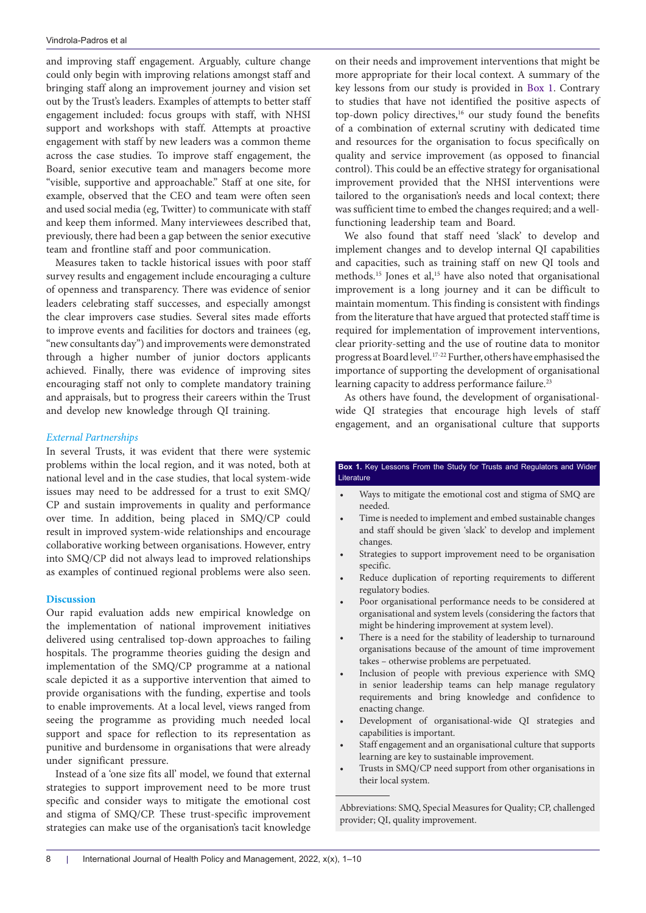and improving staff engagement. Arguably, culture change could only begin with improving relations amongst staff and bringing staff along an improvement journey and vision set out by the Trust's leaders. Examples of attempts to better staff engagement included: focus groups with staff, with NHSI support and workshops with staff. Attempts at proactive engagement with staff by new leaders was a common theme across the case studies. To improve staff engagement, the Board, senior executive team and managers become more "visible, supportive and approachable." Staff at one site, for example, observed that the CEO and team were often seen and used social media (eg, Twitter) to communicate with staff and keep them informed. Many interviewees described that, previously, there had been a gap between the senior executive team and frontline staff and poor communication.

Measures taken to tackle historical issues with poor staff survey results and engagement include encouraging a culture of openness and transparency. There was evidence of senior leaders celebrating staff successes, and especially amongst the clear improvers case studies. Several sites made efforts to improve events and facilities for doctors and trainees (eg, "new consultants day") and improvements were demonstrated through a higher number of junior doctors applicants achieved. Finally, there was evidence of improving sites encouraging staff not only to complete mandatory training and appraisals, but to progress their careers within the Trust and develop new knowledge through QI training.

### *External Partnerships*

In several Trusts, it was evident that there were systemic problems within the local region, and it was noted, both at national level and in the case studies, that local system-wide issues may need to be addressed for a trust to exit SMQ/CP and sustain improvements in quality and performance over time. In addition, being placed in SMQ/CP could result in improved system-wide relationships and encourage collaborative working between organisations. However, entry into SMQ/CP did not always lead to improved relationships as examples of continued regional problems were also seen.

## Discussion

Our rapid evaluation adds new empirical knowledge on the implementation of national improvement initiatives delivered using centralised top-down approaches to failing hospitals. The programme theories guiding the design and implementation of the SMQ/CP programme at a national scale depicted it as a supportive intervention that aimed to provide organisations with the funding, expertise and tools to enable improvements. At a local level, views ranged from seeing the programme as providing much needed local support and space for reflection to its representation as punitive and burdensome in organisations that were already under significant pressure.

Instead of a 'one size fits all' model, we found that external strategies to support improvement need to be more trust specific and consider ways to mitigate the emotional cost and stigma of SMQ/CP. These trust-specific improvement strategies can make use of the organisation's tacit knowledge on their needs and improvement interventions that might be more appropriate for their local context. A summary of the key lessons from our study is provided in Box 1. Contrary to studies that have not identified the positive aspects of top-down policy directives,[16] our study found the benefits of a combination of external scrutiny with dedicated time and resources for the organisation to focus specifically on quality and service improvement (as opposed to financial control). This could be an effective strategy for organisational improvement provided that the NHSI interventions were tailored to the organisation's needs and local context; there was sufficient time to embed the changes required; and a well-functioning leadership team and Board.

We also found that staff need 'slack' to develop and implement changes and to develop internal QI capabilities and capacities, such as training staff on new QI tools and methods.[15] Jones et al,[15] have also noted that organisational improvement is a long journey and it can be difficult to maintain momentum. This finding is consistent with findings from the literature that have argued that protected staff time is required for implementation of improvement interventions, clear priority-setting and the use of routine data to monitor progress at Board level.[17-22] Further, others have emphasised the importance of supporting the development of organisational learning capacity to address performance failure.[23]

As others have found, the development of organisational-wide QI strategies that encourage high levels of staff engagement, and an organisational culture that supports

**Box 1.** Key Lessons From the Study for Trusts and Regulators and Wider Literature

- Ways to mitigate the emotional cost and stigma of SMQ are needed.
- Time is needed to implement and embed sustainable changes and staff should be given 'slack' to develop and implement changes.
- Strategies to support improvement need to be organisation specific.
- Reduce duplication of reporting requirements to different regulatory bodies.
- Poor organisational performance needs to be considered at organisational and system levels (considering the factors that might be hindering improvement at system level).
- There is a need for the stability of leadership to turnaround organisations because of the amount of time improvement takes – otherwise problems are perpetuated.
- Inclusion of people with previous experience with SMQ in senior leadership teams can help manage regulatory requirements and bring knowledge and confidence to enacting change.
- Development of organisation-wide QI strategies and capabilities is important.
- Staff engagement and an organisational culture that supports learning are key to sustainable improvement.
- Trusts in SMQ/CP need support from other organisations in their local system.

Abbreviations: SMQ, Special Measures for Quality; CP, challenged provider; QI, quality improvement.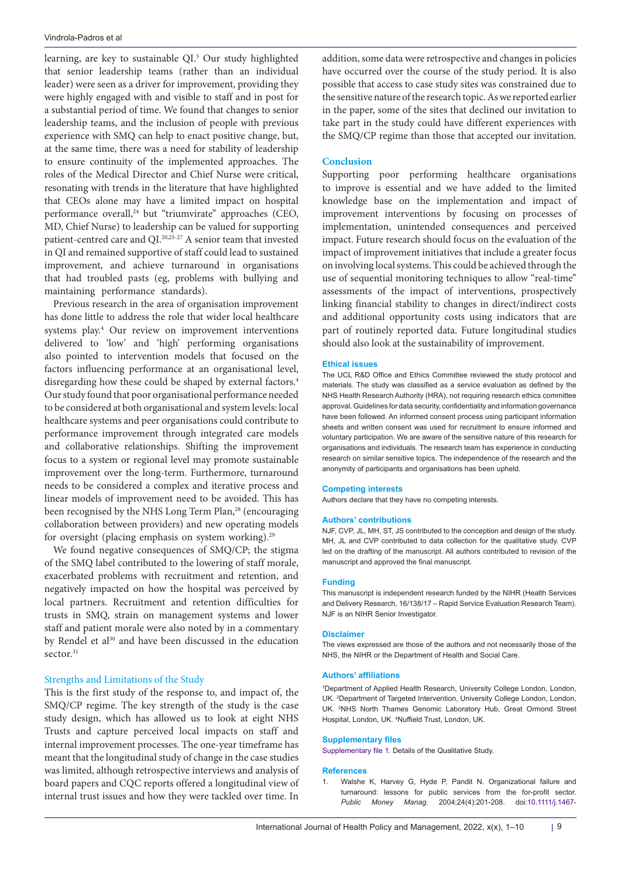learning, are key to sustainable QI.[5] Our study highlighted that senior leadership teams (rather than an individual leader) were seen as a driver for improvement, providing they were highly engaged with and visible to staff and in post for a substantial period of time. We found that changes to senior leadership teams, and the inclusion of people with previous experience with SMQ can help to enact positive change, but, at the same time, there was a need for stability of leadership to ensure continuity of the implemented approaches. The roles of the Medical Director and Chief Nurse were critical, resonating with trends in the literature that have highlighted that CEOs alone may have a limited impact on hospital performance overall,[24] but "triumvirate" approaches (CEO, MD, Chief Nurse) to leadership can be valued for supporting patient-centred care and QI.[20,25-27] A senior team that invested in QI and remained supportive of staff could lead to sustained improvement, and achieve turnaround in organisations that had troubled pasts (eg, problems with bullying and maintaining performance standards).

Previous research in the area of organisation improvement has done little to address the role that wider local healthcare systems play.[4] Our review on improvement interventions delivered to 'low' and 'high' performing organisations also pointed to intervention models that focused on the factors influencing performance at an organisational level, disregarding how these could be shaped by external factors.[4] Our study found that poor organisational performance needed to be considered at both organisational and system levels: local healthcare systems and peer organisations could contribute to performance improvement through integrated care models and collaborative relationships. Shifting the improvement focus to a system or regional level may promote sustainable improvement over the long-term. Furthermore, turnaround needs to be considered a complex and iterative process and linear models of improvement need to be avoided. This has been recognised by the NHS Long Term Plan,[28] (encouraging collaboration between providers) and new operating models for oversight (placing emphasis on system working).[29]

We found negative consequences of SMQ/CP; the stigma of the SMQ label contributed to the lowering of staff morale, exacerbated problems with recruitment and retention, and negatively impacted on how the hospital was perceived by local partners. Recruitment and retention difficulties for trusts in SMQ, strain on management systems and lower staff and patient morale were also noted by in a commentary by Rendel et al[30] and have been discussed in the education sector.[31]

## Strengths and Limitations of the Study

This is the first study of the response to, and impact of, the SMQ/CP regime. The key strength of the study is the case study design, which has allowed us to look at eight NHS Trusts and capture perceived local impacts on staff and internal improvement processes. The one-year timeframe has meant that the longitudinal study of change in the case studies was limited, although retrospective interviews and analysis of board papers and CQC reports offered a longitudinal view of internal trust issues and how they were tackled over time. In addition, some data were retrospective and changes in policies have occurred over the course of the study period. It is also possible that access to case study sites was constrained due to the sensitive nature of the research topic. As we reported earlier in the paper, some of the sites that declined our invitation to take part in the study could have different experiences with the SMQ/CP regime than those that accepted our invitation.

## Conclusion

Supporting poor performing healthcare organisations to improve is essential and we have added to the limited knowledge base on the implementation and impact of improvement interventions by focusing on processes of implementation, unintended consequences and perceived impact. Future research should focus on the evaluation of the impact of improvement initiatives that include a greater focus on involving local systems. This could be achieved through the use of sequential monitoring techniques to allow "real-time" assessments of the impact of interventions, prospectively linking financial stability to changes in direct/indirect costs and additional opportunity costs using indicators that are part of routinely reported data. Future longitudinal studies should also look at the sustainability of improvement.

### Ethical issues

The UCL R&D Office and Ethics Committee reviewed the study protocol and materials. The study was classified as a service evaluation as defined by the NHS Health Research Authority (HRA), not requiring research ethics committee approval. Guidelines for data security, confidentiality and information governance have been followed. An informed consent process using participant information sheets and written consent was used for recruitment to ensure informed and voluntary participation. We are aware of the sensitive nature of this research for organisations and individuals. The research team has experience in conducting research on similar sensitive topics. The independence of the research and the anonymity of participants and organisations has been upheld.

### Competing interests

Authors declare that they have no competing interests.

### Authors' contributions

NJF, CVP, JL, MH, ST, JS contributed to the conception and design of the study. MH, JL and CVP contributed to data collection for the qualitative study. CVP led on the drafting of the manuscript. All authors contributed to revision of the manuscript and approved the final manuscript.

### Funding

This manuscript is independent research funded by the NIHR (Health Services and Delivery Research, 16/138/17 – Rapid Service Evaluation Research Team). NJF is an NIHR Senior Investigator.

### Disclaimer

The views expressed are those of the authors and not necessarily those of the NHS, the NIHR or the Department of Health and Social Care.

### Authors' affiliations

[1]Department of Applied Health Research, University College London, London, UK. [2]Department of Targeted Intervention, University College London, London, UK. [3]NHS North Thames Genomic Laboratory Hub, Great Ormond Street Hospital, London, UK. [4]Nuffield Trust, London, UK.

### Supplementary files

Supplementary file 1. Details of the Qualitative Study.

### References

1. Walshe K, Harvey G, Hyde P, Pandit N. Organizational failure and turnaround: lessons for public services from the for-profit sector. *Public Money Manag*. 2004;24(4):201-208. doi:10.1111/j.1467-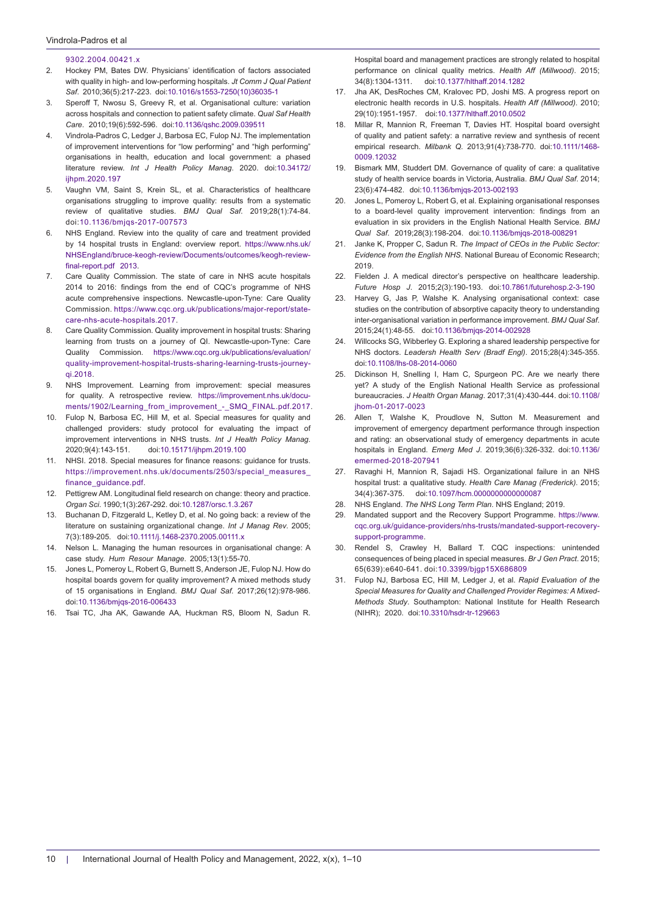9302.2004.00421.x

2. Hockey PM, Bates DW. Physicians' identification of factors associated with quality in high- and low-performing hospitals. *Jt Comm J Qual Patient Saf*. 2010;36(5):217-223. doi:10.1016/s1553-7250(10)36035-1
3. Speroff T, Nwosu S, Greevy R, et al. Organisational culture: variation across hospitals and connection to patient safety climate. *Qual Saf Health Care*. 2010;19(6):592-596. doi:10.1136/qshc.2009.039511
4. Vindrola-Padros C, Ledger J, Barbosa EC, Fulop NJ. The implementation of improvement interventions for "low performing" and "high performing" organisations in health, education and local government: a phased literature review. *Int J Health Policy Manag*. 2020. doi:10.34172/ijhpm.2020.197
5. Vaughn VM, Saint S, Krein SL, et al. Characteristics of healthcare organisations struggling to improve quality: results from a systematic review of qualitative studies. *BMJ Qual Saf*. 2019;28(1):74-84. doi:10.1136/bmjqs-2017-007573
6. NHS England. Review into the quality of care and treatment provided by 14 hospital trusts in England: overview report. https://www.nhs.uk/NHSEngland/bruce-keogh-review/Documents/outcomes/keogh-review-final-report.pdf 2013.
7. Care Quality Commission. The state of care in NHS acute hospitals 2014 to 2016: findings from the end of CQC's programme of NHS acute comprehensive inspections. Newcastle-upon-Tyne: Care Quality Commission. https://www.cqc.org.uk/publications/major-report/state-care-nhs-acute-hospitals.2017.
8. Care Quality Commission. Quality improvement in hospital trusts: Sharing learning from trusts on a journey of QI. Newcastle-upon-Tyne: Care Quality Commission. https://www.cqc.org.uk/publications/evaluation/quality-improvement-hospital-trusts-sharing-learning-trusts-journey-qi.2018.
9. NHS Improvement. Learning from improvement: special measures for quality. A retrospective review. https://improvement.nhs.uk/documents/1902/Learning_from_improvement_-_SMQ_FINAL.pdf.2017.
10. Fulop N, Barbosa EC, Hill M, et al. Special measures for quality and challenged providers: study protocol for evaluating the impact of improvement interventions in NHS trusts. *Int J Health Policy Manag*. 2020;9(4):143-151. doi:10.15171/ijhpm.2019.100
11. NHSI. 2018. Special measures for finance reasons: guidance for trusts. https://improvement.nhs.uk/documents/2503/special_measures_finance_guidance.pdf.
12. Pettigrew AM. Longitudinal field research on change: theory and practice. *Organ Sci*. 1990;1(3):267-292. doi:10.1287/orsc.1.3.267
13. Buchanan D, Fitzgerald L, Ketley D, et al. No going back: a review of the literature on sustaining organizational change. *Int J Manag Rev*. 2005;7(3):189-205. doi:10.1111/j.1468-2370.2005.00111.x
14. Nelson L. Managing the human resources in organisational change: A case study. *Hum Resour Manage*. 2005;13(1):55-70.
15. Jones L, Pomeroy L, Robert G, Burnett S, Anderson JE, Fulop NJ. How do hospital boards govern for quality improvement? A mixed methods study of 15 organisations in England. *BMJ Qual Saf*. 2017;26(12):978-986. doi:10.1136/bmjqs-2016-006433
16. Tsai TC, Jha AK, Gawande AA, Huckman RS, Bloom N, Sadun R. Hospital board and management practices are strongly related to hospital performance on clinical quality metrics. *Health Aff (Millwood)*. 2015; 34(8):1304-1311. doi:10.1377/hlthaff.2014.1282
17. Jha AK, DesRoches CM, Kralovec PD, Joshi MS. A progress report on electronic health records in U.S. hospitals. *Health Aff (Millwood)*. 2010; 29(10):1951-1957. doi:10.1377/hlthaff.2010.0502
18. Millar R, Mannion R, Freeman T, Davies HT. Hospital board oversight of quality and patient safety: a narrative review and synthesis of recent empirical research. *Milbank Q*. 2013;91(4):738-770. doi:10.1111/1468-0009.12032
19. Bismark MM, Studdert DM. Governance of quality of care: a qualitative study of health service boards in Victoria, Australia. *BMJ Qual Saf*. 2014; 23(6):474-482. doi:10.1136/bmjqs-2013-002193
20. Jones L, Pomeroy L, Robert G, et al. Explaining organisational responses to a board-level quality improvement intervention: findings from an evaluation in six providers in the English National Health Service. *BMJ Qual Saf*. 2019;28(3):198-204. doi:10.1136/bmjqs-2018-008291
21. Janke K, Propper C, Sadun R. *The Impact of CEOs in the Public Sector: Evidence from the English NHS*. National Bureau of Economic Research; 2019.
22. Fielden J. A medical director's perspective on healthcare leadership. *Future Hosp J*. 2015;2(3):190-193. doi:10.7861/futurehosp.2-3-190
23. Harvey G, Jas P, Walshe K. Analysing organisational context: case studies on the contribution of absorptive capacity theory to understanding inter-organisational variation in performance improvement. *BMJ Qual Saf*. 2015;24(1):48-55. doi:10.1136/bmjqs-2014-002928
24. Willcocks SG, Wibberley G. Exploring a shared leadership perspective for NHS doctors. *Leadersh Health Serv (Bradf Engl)*. 2015;28(4):345-355. doi:10.1108/lhs-08-2014-0060
25. Dickinson H, Snelling I, Ham C, Spurgeon PC. Are we nearly there yet? A study of the English National Health Service as professional bureaucracies. *J Health Organ Manag*. 2017;31(4):430-444. doi:10.1108/jhom-01-2017-0023
26. Allen T, Walshe K, Proudlove N, Sutton M. Measurement and improvement of emergency department performance through inspection and rating: an observational study of emergency departments in acute hospitals in England. *Emerg Med J*. 2019;36(6):326-332. doi:10.1136/emermed-2018-207941
27. Ravaghi H, Mannion R, Sajadi HS. Organizational failure in an NHS hospital trust: a qualitative study. *Health Care Manag (Frederick)*. 2015; 34(4):367-375. doi:10.1097/hcm.0000000000000087
28. NHS England. *The NHS Long Term Plan*. NHS England; 2019.
29. Mandated support and the Recovery Support Programme. https://www.cqc.org.uk/guidance-providers/nhs-trusts/mandated-support-recovery-support-programme.
30. Rendel S, Crawley H, Ballard T. CQC inspections: unintended consequences of being placed in special measures. *Br J Gen Pract*. 2015; 65(639):e640-641. doi:10.3399/bjgp15X686809
31. Fulop NJ, Barbosa EC, Hill M, Ledger J, et al. *Rapid Evaluation of the Special Measures for Quality and Challenged Provider Regimes: A Mixed-Methods Study*. Southampton: National Institute for Health Research (NIHR); 2020. doi:10.3310/hsdr-tr-129663